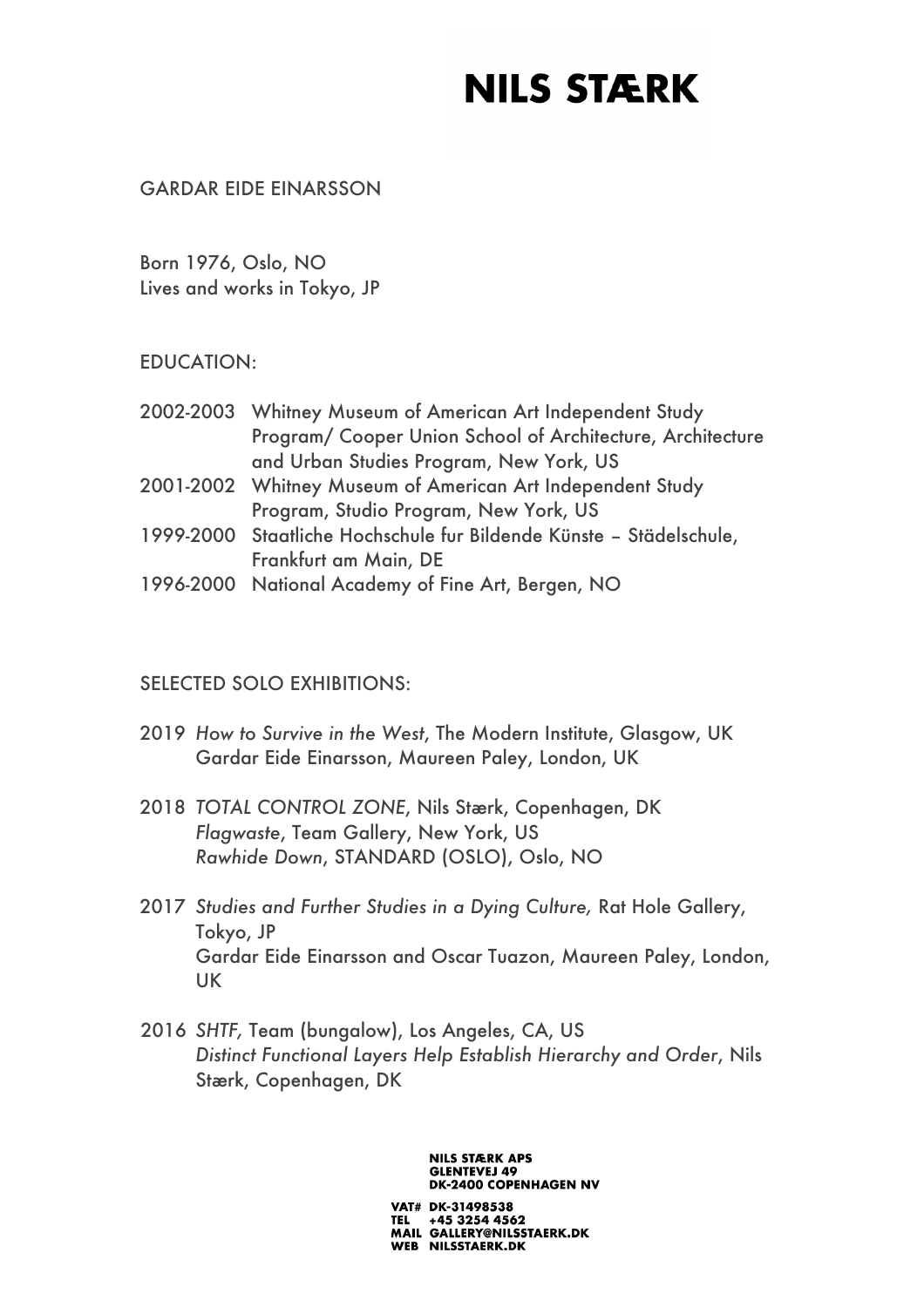# GARDAR EIDE EINARSSON

Born 1976, Oslo, NO
Lives and works in Tokyo, JP

## EDUCATION:

2002-2003 Whitney Museum of American Art Independent Study Program/ Cooper Union School of Architecture, Architecture and Urban Studies Program, New York, US
2001-2002 Whitney Museum of American Art Independent Study Program, Studio Program, New York, US
1999-2000 Staatliche Hochschule fur Bildende Künste – Städelschule, Frankfurt am Main, DE
1996-2000 National Academy of Fine Art, Bergen, NO

## SELECTED SOLO EXHIBITIONS:

2019 *How to Survive in the West*, The Modern Institute, Glasgow, UK
Gardar Eide Einarsson, Maureen Paley, London, UK

2018 *TOTAL CONTROL ZONE*, Nils Stærk, Copenhagen, DK
*Flagwaste*, Team Gallery, New York, US
*Rawhide Down*, STANDARD (OSLO), Oslo, NO

2017 *Studies and Further Studies in a Dying Culture,* Rat Hole Gallery, Tokyo, JP
Gardar Eide Einarsson and Oscar Tuazon, Maureen Paley, London, UK

2016 *SHTF,* Team (bungalow), Los Angeles, CA, US
*Distinct Functional Layers Help Establish Hierarchy and Order*, Nils Stærk, Copenhagen, DK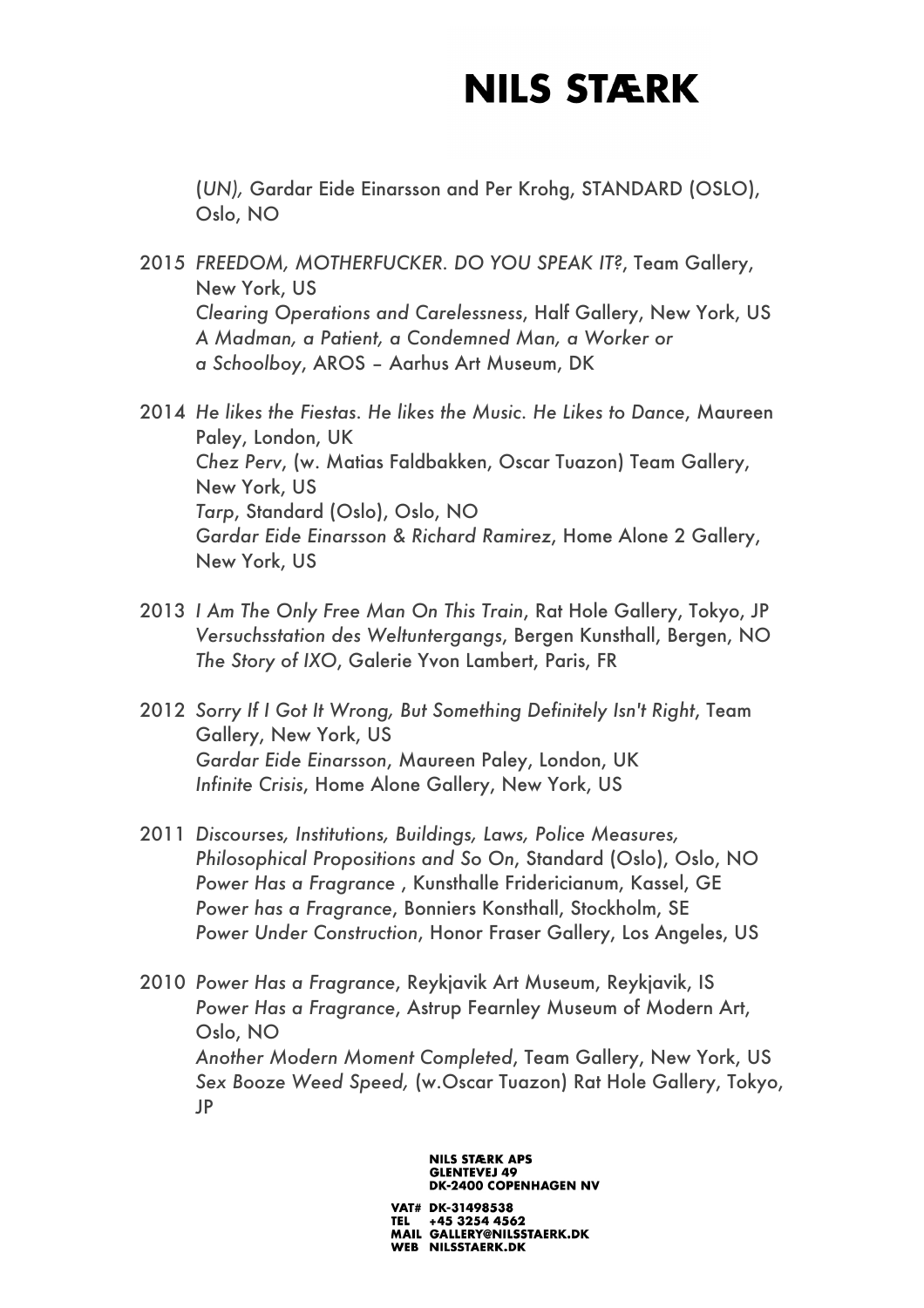(*UN),* Gardar Eide Einarsson and Per Krohg, STANDARD (OSLO), Oslo, NO

2015 *FREEDOM, MOTHERFUCKER. DO YOU SPEAK IT?*, Team Gallery, New York, US
*Clearing Operations and Carelessness*, Half Gallery, New York, US
*A Madman, a Patient, a Condemned Man, a Worker or a Schoolboy*, AROS – Aarhus Art Museum, DK

2014 *He likes the Fiestas. He likes the Music. He Likes to Dance*, Maureen Paley, London, UK
*Chez Perv*, (w. Matias Faldbakken, Oscar Tuazon) Team Gallery, New York, US
*Tarp*, Standard (Oslo), Oslo, NO
*Gardar Eide Einarsson & Richard Ramirez*, Home Alone 2 Gallery, New York, US

2013 *I Am The Only Free Man On This Train*, Rat Hole Gallery, Tokyo, JP
*Versuchsstation des Weltuntergangs*, Bergen Kunsthall, Bergen, NO
*The Story of IXO*, Galerie Yvon Lambert, Paris, FR

2012 *Sorry If I Got It Wrong, But Something Definitely Isn't Right*, Team Gallery, New York, US
*Gardar Eide Einarsson*, Maureen Paley, London, UK
*Infinite Crisis*, Home Alone Gallery, New York, US

2011 *Discourses, Institutions, Buildings, Laws, Police Measures, Philosophical Propositions and So On*, Standard (Oslo), Oslo, NO
*Power Has a Fragrance* , Kunsthalle Fridericianum, Kassel, GE
*Power has a Fragrance*, Bonniers Konsthall, Stockholm, SE
*Power Under Construction*, Honor Fraser Gallery, Los Angeles, US

2010 *Power Has a Fragrance*, Reykjavik Art Museum, Reykjavik, IS
*Power Has a Fragrance*, Astrup Fearnley Museum of Modern Art, Oslo, NO
*Another Modern Moment Completed*, Team Gallery, New York, US
*Sex Booze Weed Speed,* (w.Oscar Tuazon) Rat Hole Gallery, Tokyo, JP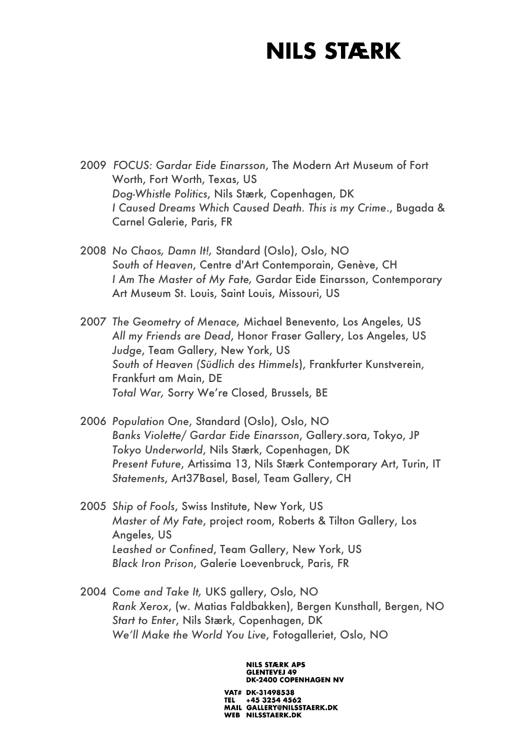2009 *FOCUS: Gardar Eide Einarsson*, The Modern Art Museum of Fort Worth, Fort Worth, Texas, US
*Dog-Whistle Politics*, Nils Stærk, Copenhagen, DK
*I Caused Dreams Which Caused Death. This is my Crime.*, Bugada & Carnel Galerie, Paris, FR

2008 *No Chaos, Damn It!,* Standard (Oslo), Oslo, NO
*South of Heaven*, Centre d'Art Contemporain, Genève, CH
*I Am The Master of My Fate,* Gardar Eide Einarsson, Contemporary Art Museum St. Louis, Saint Louis, Missouri, US

2007 *The Geometry of Menace,* Michael Benevento, Los Angeles, US
*All my Friends are Dead*, Honor Fraser Gallery, Los Angeles, US
*Judge*, Team Gallery, New York, US
*South of Heaven (Südlich des Himmels)*, Frankfurter Kunstverein, Frankfurt am Main, DE
*Total War,* Sorry We're Closed, Brussels, BE

2006 *Population One*, Standard (Oslo), Oslo, NO
*Banks Violette/ Gardar Eide Einarsson*, Gallery.sora, Tokyo, JP
*Tokyo Underworld*, Nils Stærk, Copenhagen, DK
*Present Future*, Artissima 13, Nils Stærk Contemporary Art, Turin, IT
*Statements*, Art37Basel, Basel, Team Gallery, CH

2005 *Ship of Fools*, Swiss Institute, New York, US
*Master of My Fate*, project room, Roberts & Tilton Gallery, Los Angeles, US
*Leashed or Confined*, Team Gallery, New York, US
*Black Iron Prison*, Galerie Loevenbruck, Paris, FR

2004 *Come and Take It,* UKS gallery, Oslo, NO
*Rank Xerox*, (w. Matias Faldbakken), Bergen Kunsthall, Bergen, NO
*Start to Enter*, Nils Stærk, Copenhagen, DK
*We'll Make the World You Live*, Fotogalleriet, Oslo, NO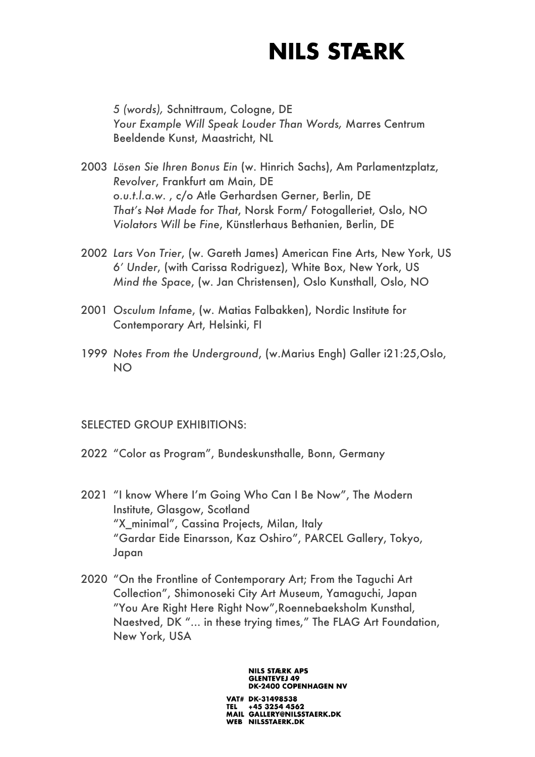*5 (words),* Schnittraum, Cologne, DE
*Your Example Will Speak Louder Than Words,* Marres Centrum Beeldende Kunst, Maastricht, NL

2003 *Lösen Sie Ihren Bonus Ein* (w. Hinrich Sachs), Am Parlamentzplatz, *Revolver*, Frankfurt am Main, DE
*o.u.t.l.a.w.* , c/o Atle Gerhardsen Gerner, Berlin, DE
*That's ~~Not~~ Made for That*, Norsk Form/ Fotogalleriet, Oslo, NO
*Violators Will be Fine*, Künstlerhaus Bethanien, Berlin, DE

2002 *Lars Von Trier*, (w. Gareth James) American Fine Arts, New York, US
*6' Under*, (with Carissa Rodriguez), White Box, New York, US
*Mind the Space*, (w. Jan Christensen), Oslo Kunsthall, Oslo, NO

2001 *Osculum Infame*, (w. Matias Falbakken), Nordic Institute for Contemporary Art, Helsinki, FI

1999 *Notes From the Underground*, (w.Marius Engh) Galler i21:25,Oslo, NO

SELECTED GROUP EXHIBITIONS:

2022 "Color as Program", Bundeskunsthalle, Bonn, Germany

2021 "I know Where I'm Going Who Can I Be Now", The Modern Institute, Glasgow, Scotland
"X_minimal", Cassina Projects, Milan, Italy
"Gardar Eide Einarsson, Kaz Oshiro", PARCEL Gallery, Tokyo, Japan

2020 "On the Frontline of Contemporary Art; From the Taguchi Art Collection", Shimonoseki City Art Museum, Yamaguchi, Japan
"You Are Right Here Right Now",Roennebaeksholm Kunsthal, Naestved, DK "... in these trying times," The FLAG Art Foundation, New York, USA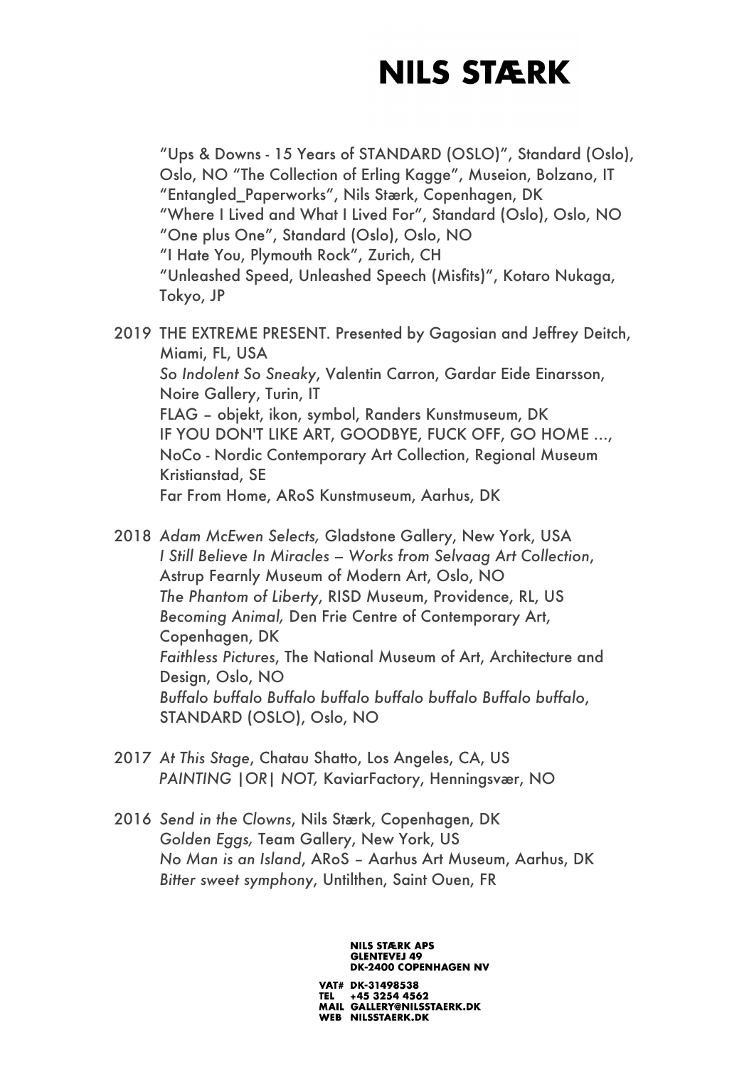"Ups & Downs - 15 Years of STANDARD (OSLO)", Standard (Oslo), Oslo, NO "The Collection of Erling Kagge", Museion, Bolzano, IT
"Entangled_Paperworks", Nils Stærk, Copenhagen, DK
"Where I Lived and What I Lived For", Standard (Oslo), Oslo, NO
"One plus One", Standard (Oslo), Oslo, NO
"I Hate You, Plymouth Rock", Zurich, CH
"Unleashed Speed, Unleashed Speech (Misfits)", Kotaro Nukaga, Tokyo, JP

2019 THE EXTREME PRESENT. Presented by Gagosian and Jeffrey Deitch, Miami, FL, USA
*So Indolent So Sneaky*, Valentin Carron, Gardar Eide Einarsson, Noire Gallery, Turin, IT
FLAG – objekt, ikon, symbol, Randers Kunstmuseum, DK
IF YOU DON'T LIKE ART, GOODBYE, FUCK OFF, GO HOME ..., NoCo - Nordic Contemporary Art Collection, Regional Museum Kristianstad, SE
Far From Home, ARoS Kunstmuseum, Aarhus, DK

2018 *Adam McEwen Selects,* Gladstone Gallery, New York, USA
*I Still Believe In Miracles – Works from Selvaag Art Collection*, Astrup Fearnly Museum of Modern Art, Oslo, NO
*The Phantom of Liberty*, RISD Museum, Providence, RL, US
*Becoming Animal,* Den Frie Centre of Contemporary Art, Copenhagen, DK
*Faithless Pictures*, The National Museum of Art, Architecture and Design, Oslo, NO
*Buffalo buffalo Buffalo buffalo buffalo buffalo Buffalo buffalo*, STANDARD (OSLO), Oslo, NO

2017 *At This Stage*, Chatau Shatto, Los Angeles, CA, US
*PAINTING |OR| NOT,* KaviarFactory, Henningsvær, NO

2016 *Send in the Clowns*, Nils Stærk, Copenhagen, DK
*Golden Eggs,* Team Gallery, New York, US
*No Man is an Island*, ARoS – Aarhus Art Museum, Aarhus, DK
*Bitter sweet symphony*, Untilthen, Saint Ouen, FR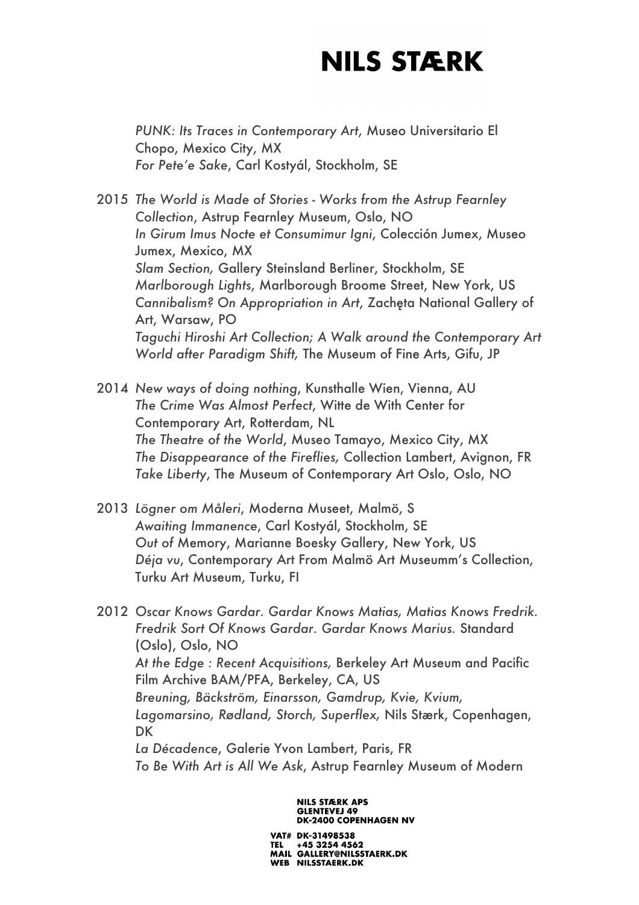*PUNK: Its Traces in Contemporary Art*, Museo Universitario El Chopo, Mexico City, MX
*For Pete'e Sake*, Carl Kostyál, Stockholm, SE

2015 *The World is Made of Stories - Works from the Astrup Fearnley Collection*, Astrup Fearnley Museum, Oslo, NO
*In Girum Imus Nocte et Consumimur Igni*, Colección Jumex, Museo Jumex, Mexico, MX
*Slam Section,* Gallery Steinsland Berliner, Stockholm, SE
*Marlborough Lights*, Marlborough Broome Street, New York, US
*Cannibalism? On Appropriation in Art*, Zachęta National Gallery of Art, Warsaw, PO
*Taguchi Hiroshi Art Collection; A Walk around the Contemporary Art World after Paradigm Shift,* The Museum of Fine Arts, Gifu, JP

2014 *New ways of doing nothing*, Kunsthalle Wien, Vienna, AU
*The Crime Was Almost Perfect*, Witte de With Center for Contemporary Art, Rotterdam, NL
*The Theatre of the World*, Museo Tamayo, Mexico City, MX
*The Disappearance of the Fireflies,* Collection Lambert, Avignon, FR
*Take Liberty*, The Museum of Contemporary Art Oslo, Oslo, NO

2013 *Lögner om Måleri*, Moderna Museet, Malmö, S
*Awaiting Immanence*, Carl Kostyál, Stockholm, SE
*Out of* Memory, Marianne Boesky Gallery, New York, US
*Déja vu*, Contemporary Art From Malmö Art Museumm's Collection, Turku Art Museum, Turku, FI

2012 *Oscar Knows Gardar. Gardar Knows Matias, Matias Knows Fredrik. Fredrik Sort Of Knows Gardar. Gardar Knows Marius.* Standard (Oslo), Oslo, NO
*At the Edge : Recent Acquisitions,* Berkeley Art Museum and Pacific Film Archive BAM/PFA, Berkeley, CA, US
*Breuning, Bäckström, Einarsson, Gamdrup, Kvie, Kvium, Lagomarsino, Rødland, Storch, Superflex,* Nils Stærk, Copenhagen, DK
*La Décadence*, Galerie Yvon Lambert, Paris, FR
*To Be With Art is All We Ask*, Astrup Fearnley Museum of Modern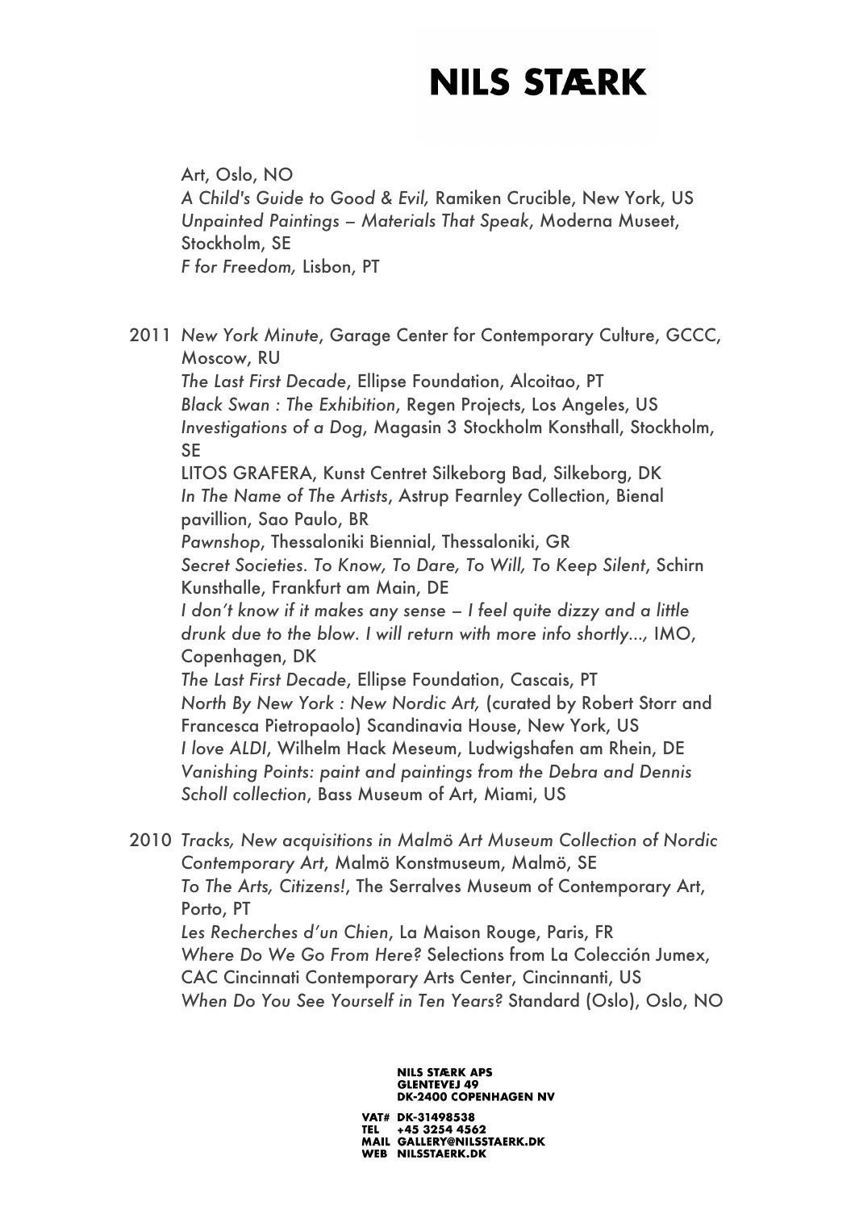Art, Oslo, NO
*A Child's Guide to Good & Evil,* Ramiken Crucible, New York, US
*Unpainted Paintings – Materials That Speak*, Moderna Museet, Stockholm, SE
*F for Freedom,* Lisbon, PT

2011 *New York Minute*, Garage Center for Contemporary Culture, GCCC, Moscow, RU
*The Last First Decade*, Ellipse Foundation, Alcoitao, PT
*Black Swan : The Exhibition*, Regen Projects, Los Angeles, US
*Investigations of a Dog*, Magasin 3 Stockholm Konsthall, Stockholm, SE
LITOS GRAFERA, Kunst Centret Silkeborg Bad, Silkeborg, DK
*In The Name of The Artists*, Astrup Fearnley Collection, Bienal pavillion, Sao Paulo, BR
*Pawnshop*, Thessaloniki Biennial, Thessaloniki, GR
*Secret Societies. To Know, To Dare, To Will, To Keep Silent*, Schirn Kunsthalle, Frankfurt am Main, DE
*I don't know if it makes any sense – I feel quite dizzy and a little drunk due to the blow. I will return with more info shortly...*, IMO, Copenhagen, DK
*The Last First Decade*, Ellipse Foundation, Cascais, PT
*North By New York : New Nordic Art,* (curated by Robert Storr and Francesca Pietropaolo) Scandinavia House, New York, US
*I love ALDI*, Wilhelm Hack Meseum, Ludwigshafen am Rhein, DE
*Vanishing Points: paint and paintings from the Debra and Dennis Scholl collection*, Bass Museum of Art, Miami, US

2010 *Tracks, New acquisitions in Malmö Art Museum Collection of Nordic Contemporary Art*, Malmö Konstmuseum, Malmö, SE
*To The Arts, Citizens!*, The Serralves Museum of Contemporary Art, Porto, PT
*Les Recherches d'un Chien*, La Maison Rouge, Paris, FR
*Where Do We Go From Here?* Selections from La Colección Jumex, CAC Cincinnati Contemporary Arts Center, Cincinnanti, US
*When Do You See Yourself in Ten Years?* Standard (Oslo), Oslo, NO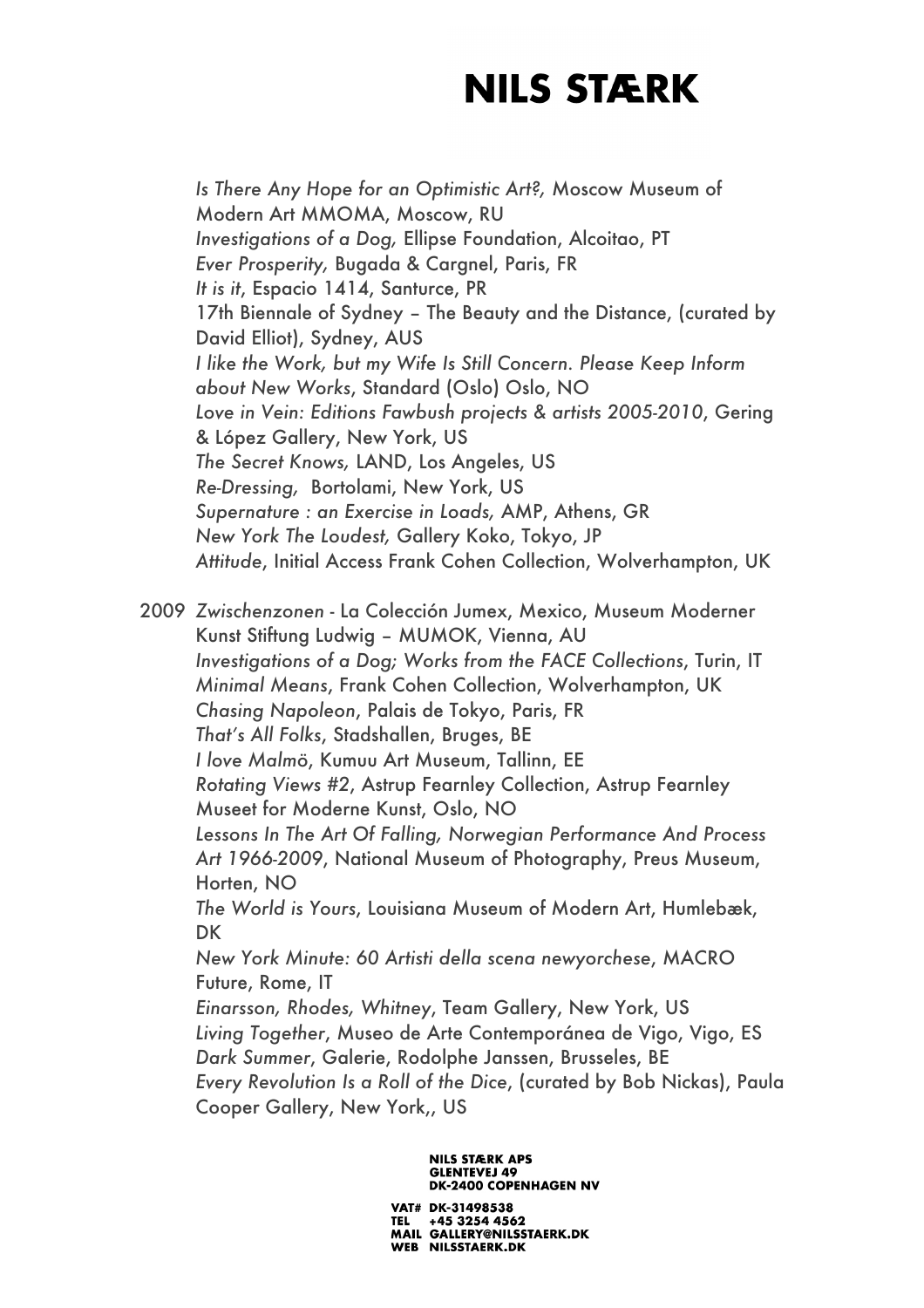*Is There Any Hope for an Optimistic Art?,* Moscow Museum of Modern Art MMOMA, Moscow, RU
*Investigations of a Dog,* Ellipse Foundation, Alcoitao, PT
*Ever Prosperity,* Bugada & Cargnel, Paris, FR
*It is it*, Espacio 1414, Santurce, PR
17th Biennale of Sydney – The Beauty and the Distance, (curated by David Elliot), Sydney, AUS
*I like the Work, but my Wife Is Still Concern. Please Keep Inform about New Works*, Standard (Oslo) Oslo, NO
*Love in Vein: Editions Fawbush projects & artists 2005-2010*, Gering & López Gallery, New York, US
*The Secret Knows,* LAND, Los Angeles, US
*Re-Dressing,* Bortolami, New York, US
*Supernature : an Exercise in Loads,* AMP, Athens, GR
*New York The Loudest,* Gallery Koko, Tokyo, JP
*Attitude*, Initial Access Frank Cohen Collection, Wolverhampton, UK

2009 *Zwischenzonen* - La Colección Jumex, Mexico, Museum Moderner Kunst Stiftung Ludwig – MUMOK, Vienna, AU
*Investigations of a Dog; Works from the FACE Collections*, Turin, IT
*Minimal Means*, Frank Cohen Collection, Wolverhampton, UK
*Chasing Napoleon*, Palais de Tokyo, Paris, FR
*That's All Folks*, Stadshallen, Bruges, BE
*I love Malmö*, Kumuu Art Museum, Tallinn, EE
*Rotating Views #2*, Astrup Fearnley Collection, Astrup Fearnley Museet for Moderne Kunst, Oslo, NO
*Lessons In The Art Of Falling, Norwegian Performance And Process Art 1966-2009*, National Museum of Photography, Preus Museum, Horten, NO
*The World is Yours*, Louisiana Museum of Modern Art, Humlebæk, DK
*New York Minute: 60 Artisti della scena newyorchese*, MACRO Future, Rome, IT
*Einarsson, Rhodes, Whitney*, Team Gallery, New York, US
*Living Together*, Museo de Arte Contemporánea de Vigo, Vigo, ES
*Dark Summer*, Galerie, Rodolphe Janssen, Brusseles, BE
*Every Revolution Is a Roll of the Dice*, (curated by Bob Nickas), Paula Cooper Gallery, New York,, US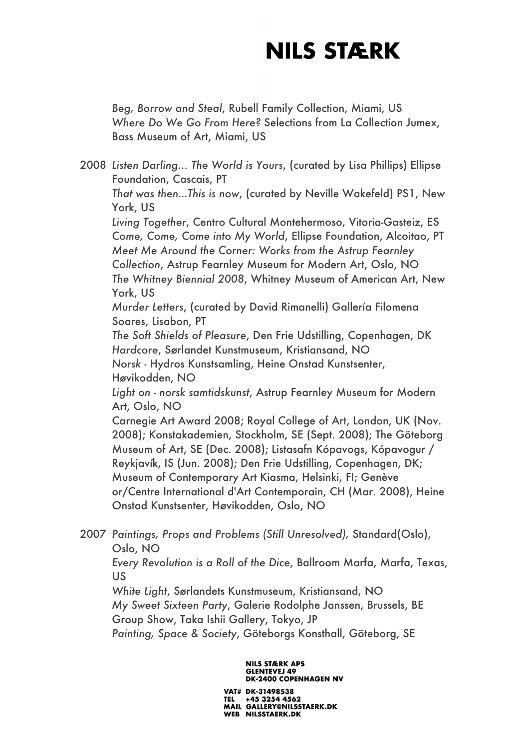*Beg, Borrow and Steal*, Rubell Family Collection, Miami, US
*Where Do We Go From Here?* Selections from La Collection Jumex, Bass Museum of Art, Miami, US

2008 *Listen Darling... The World is Yours*, (curated by Lisa Phillips) Ellipse Foundation, Cascais, PT
*That was then...This is now*, (curated by Neville Wakefeld) PS1, New York, US
*Living Together*, Centro Cultural Montehermoso, Vitoria-Gasteiz, ES
*Come, Come, Come into My World*, Ellipse Foundation, Alcoitao, PT
*Meet Me Around the Corner: Works from the Astrup Fearnley Collection*, Astrup Fearnley Museum for Modern Art, Oslo, NO
*The Whitney Biennial 2008*, Whitney Museum of American Art, New York, US
*Murder Letters*, (curated by David Rimanelli) Gallería Filomena Soares, Lisabon, PT
*The Soft Shields of Pleasure*, Den Frie Udstilling, Copenhagen, DK
*Hardcore*, Sørlandet Kunstmuseum, Kristiansand, NO
*Norsk* - Hydros Kunstsamling, Heine Onstad Kunstsenter, Høvikodden, NO
*Light on - norsk samtidskunst*, Astrup Fearnley Museum for Modern Art, Oslo, NO
Carnegie Art Award 2008; Royal College of Art, London, UK (Nov. 2008); Konstakademien, Stockholm, SE (Sept. 2008); The Göteborg Museum of Art, SE (Dec. 2008); Listasafn Kópavogs, Kópavogur / Reykjavík, IS (Jun. 2008); Den Frie Udstilling, Copenhagen, DK; Museum of Contemporary Art Kiasma, Helsinki, FI; Genève or/Centre International d'Art Contemporain, CH (Mar. 2008), Heine Onstad Kunstsenter, Høvikodden, Oslo, NO

2007 *Paintings, Props and Problems (Still Unresolved),* Standard(Oslo), Oslo, NO
*Every Revolution is a Roll of the Dice*, Ballroom Marfa, Marfa, Texas, US
*White Light*, Sørlandets Kunstmuseum, Kristiansand, NO
*My Sweet Sixteen Party*, Galerie Rodolphe Janssen, Brussels, BE
Group Show, Taka Ishii Gallery, Tokyo, JP
*Painting, Space & Society*, Göteborgs Konsthall, Göteborg, SE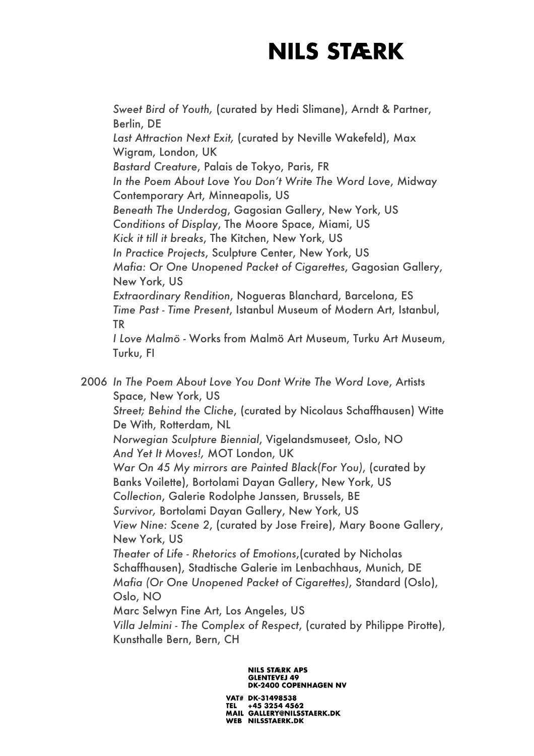*Sweet Bird of Youth,* (curated by Hedi Slimane), Arndt & Partner, Berlin, DE
*Last Attraction Next Exit,* (curated by Neville Wakefeld), Max Wigram, London, UK
*Bastard Creature*, Palais de Tokyo, Paris, FR
*In the Poem About Love You Don't Write The Word Love*, Midway Contemporary Art, Minneapolis, US
*Beneath The Underdog*, Gagosian Gallery, New York, US
*Conditions of Display*, The Moore Space, Miami, US
*Kick it till it breaks*, The Kitchen, New York, US
*In Practice Projects*, Sculpture Center, New York, US
*Mafia: Or One Unopened Packet of Cigarettes*, Gagosian Gallery, New York, US
*Extraordinary Rendition*, Nogueras Blanchard, Barcelona, ES
*Time Past - Time Present*, Istanbul Museum of Modern Art, Istanbul, TR
*I Love Malmö* - Works from Malmö Art Museum, Turku Art Museum, Turku, FI

2006 *In The Poem About Love You Dont Write The Word Love*, Artists Space, New York, US
*Street; Behind the Cliche*, (curated by Nicolaus Schaffhausen) Witte De With, Rotterdam, NL
*Norwegian Sculpture Biennial*, Vigelandsmuseet, Oslo, NO
*And Yet It Moves!,* MOT London, UK
*War On 45 My mirrors are Painted Black(For You)*, (curated by Banks Voilette), Bortolami Dayan Gallery, New York, US
*Collection*, Galerie Rodolphe Janssen, Brussels, BE
*Survivor,* Bortolami Dayan Gallery, New York, US
*View Nine: Scene 2*, (curated by Jose Freire), Mary Boone Gallery, New York, US
*Theater of Life - Rhetorics of Emotions*,(curated by Nicholas Schaffhausen), Stadtische Galerie im Lenbachhaus, Munich, DE
*Mafia (Or One Unopened Packet of Cigarettes)*, Standard (Oslo), Oslo, NO
Marc Selwyn Fine Art, Los Angeles, US
*Villa Jelmini - The Complex of Respect*, (curated by Philippe Pirotte), Kunsthalle Bern, Bern, CH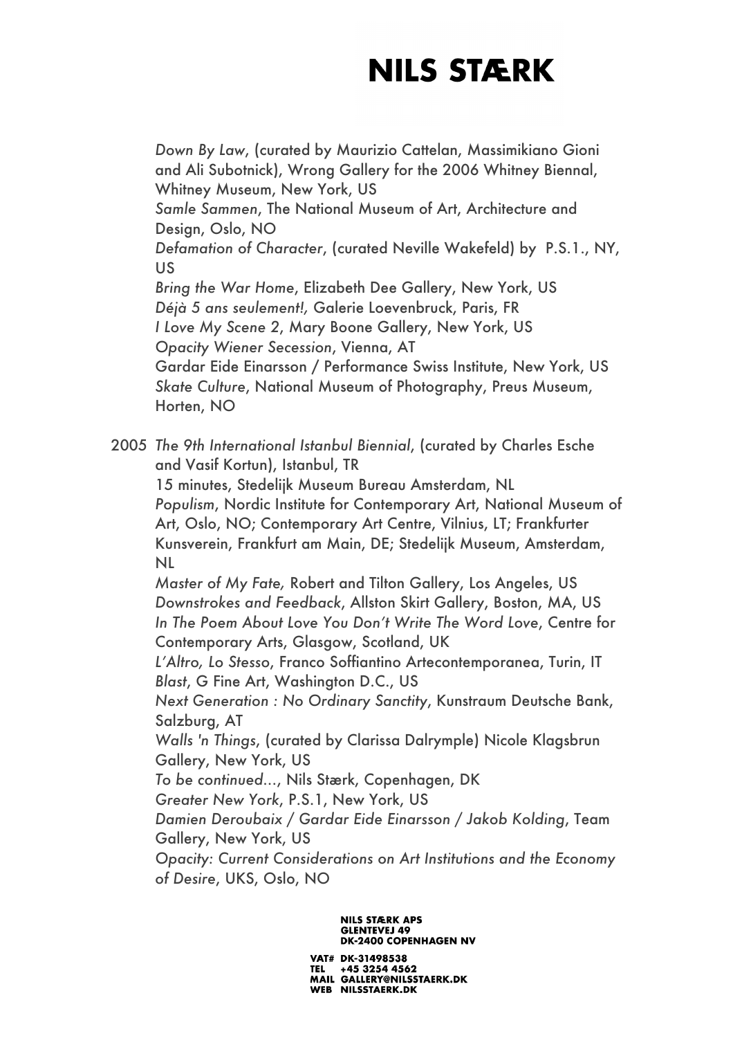*Down By Law*, (curated by Maurizio Cattelan, Massimikiano Gioni and Ali Subotnick), Wrong Gallery for the 2006 Whitney Biennal, Whitney Museum, New York, US
*Samle Sammen*, The National Museum of Art, Architecture and Design, Oslo, NO
*Defamation of Character*, (curated Neville Wakefeld) by P.S.1., NY, US
*Bring the War Home*, Elizabeth Dee Gallery, New York, US
*Déjà 5 ans seulement!,* Galerie Loevenbruck, Paris, FR
*I Love My Scene* 2, Mary Boone Gallery, New York, US
*Opacity Wiener Secession*, Vienna, AT
Gardar Eide Einarsson / Performance Swiss Institute, New York, US
*Skate Culture*, National Museum of Photography, Preus Museum, Horten, NO

2005 *The 9th International Istanbul Biennial*, (curated by Charles Esche and Vasif Kortun), Istanbul, TR
15 minutes, Stedelijk Museum Bureau Amsterdam, NL
*Populism*, Nordic Institute for Contemporary Art, National Museum of Art, Oslo, NO; Contemporary Art Centre, Vilnius, LT; Frankfurter Kunsverein, Frankfurt am Main, DE; Stedelijk Museum, Amsterdam, NL
*Master of My Fate,* Robert and Tilton Gallery, Los Angeles, US
*Downstrokes and Feedback*, Allston Skirt Gallery, Boston, MA, US
*In The Poem About Love You Don't Write The Word Love*, Centre for Contemporary Arts, Glasgow, Scotland, UK
*L'Altro, Lo Stesso*, Franco Soffiantino Artecontemporanea, Turin, IT
*Blast*, G Fine Art, Washington D.C., US
*Next Generation : No Ordinary Sanctity*, Kunstraum Deutsche Bank, Salzburg, AT
*Walls 'n Things*, (curated by Clarissa Dalrymple) Nicole Klagsbrun Gallery, New York, US
*To be continued...*, Nils Stærk, Copenhagen, DK
*Greater New York*, P.S.1, New York, US
*Damien Deroubaix / Gardar Eide Einarsson / Jakob Kolding*, Team Gallery, New York, US
*Opacity: Current Considerations on Art Institutions and the Economy of Desire*, UKS, Oslo, NO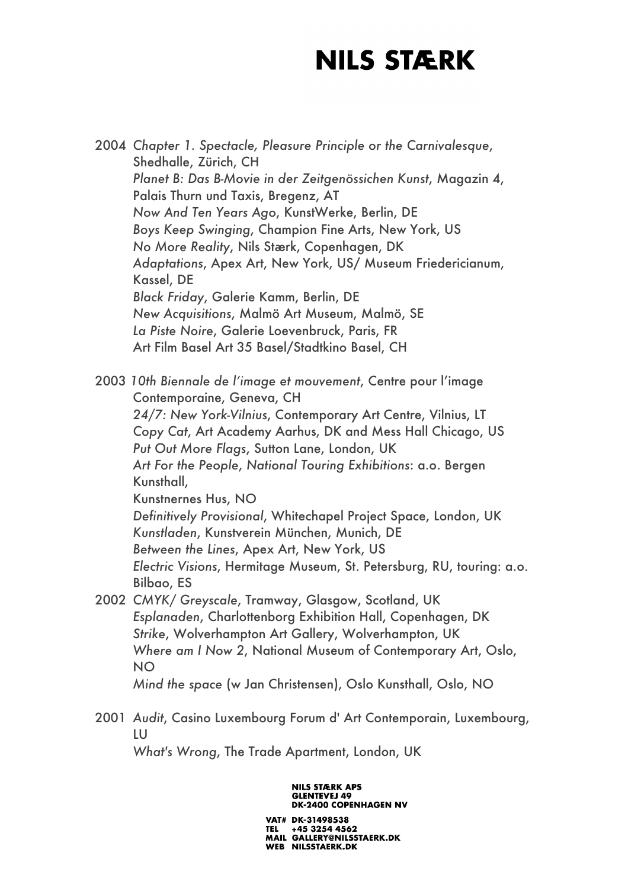2004 *Chapter 1. Spectacle, Pleasure Principle or the Carnivalesque*, Shedhalle, Zürich, CH
*Planet B: Das B-Movie in der Zeitgenössichen Kunst*, Magazin 4, Palais Thurn und Taxis, Bregenz, AT
*Now And Ten Years Ago*, KunstWerke, Berlin, DE
*Boys Keep Swinging*, Champion Fine Arts, New York, US
*No More Reality*, Nils Stærk, Copenhagen, DK
*Adaptations*, Apex Art, New York, US/ Museum Friedericianum, Kassel, DE
*Black Friday*, Galerie Kamm, Berlin, DE
*New Acquisitions*, Malmö Art Museum, Malmö, SE
*La Piste Noire*, Galerie Loevenbruck, Paris, FR
Art Film Basel Art 35 Basel/Stadtkino Basel, CH

2003 *10th Biennale de l'image et mouvement*, Centre pour l'image Contemporaine, Geneva, CH
*24/7: New York-Vilnius*, Contemporary Art Centre, Vilnius, LT
*Copy Cat*, Art Academy Aarhus, DK and Mess Hall Chicago, US
*Put Out More Flags*, Sutton Lane, London, UK
*Art For the People*, *National Touring Exhibitions*: a.o. Bergen Kunsthall,
Kunstnernes Hus, NO
*Definitively Provisional*, Whitechapel Project Space, London, UK
*Kunstladen*, Kunstverein München, Munich, DE
*Between the Lines*, Apex Art, New York, US
*Electric Visions*, Hermitage Museum, St. Petersburg, RU, touring: a.o. Bilbao, ES

2002 *CMYK/ Greyscale*, Tramway, Glasgow, Scotland, UK
*Esplanaden*, Charlottenborg Exhibition Hall, Copenhagen, DK
*Strike*, Wolverhampton Art Gallery, Wolverhampton, UK
*Where am I Now 2*, National Museum of Contemporary Art, Oslo, NO
*Mind the space* (w Jan Christensen), Oslo Kunsthall, Oslo, NO

2001 *Audit*, Casino Luxembourg Forum d' Art Contemporain, Luxembourg, LU
*What's Wrong*, The Trade Apartment, London, UK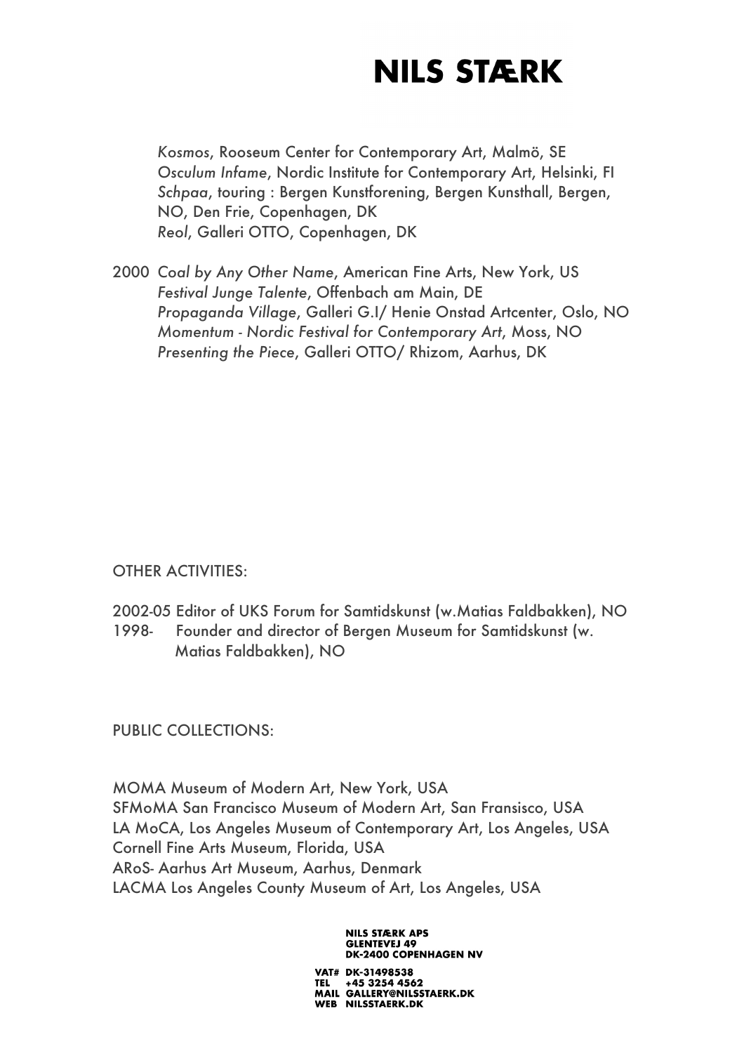*Kosmos*, Rooseum Center for Contemporary Art, Malmö, SE
*Osculum Infame*, Nordic Institute for Contemporary Art, Helsinki, FI
*Schpaa*, touring : Bergen Kunstforening, Bergen Kunsthall, Bergen, NO, Den Frie, Copenhagen, DK
*Reol*, Galleri OTTO, Copenhagen, DK

2000 *Coal by Any Other Name*, American Fine Arts, New York, US
*Festival Junge Talente*, Offenbach am Main, DE
*Propaganda Village*, Galleri G.I/ Henie Onstad Artcenter, Oslo, NO
*Momentum - Nordic Festival for Contemporary Art*, Moss, NO
*Presenting the Piece*, Galleri OTTO/ Rhizom, Aarhus, DK

OTHER ACTIVITIES:

2002-05 Editor of UKS Forum for Samtidskunst (w.Matias Faldbakken), NO
1998- Founder and director of Bergen Museum for Samtidskunst (w. Matias Faldbakken), NO

PUBLIC COLLECTIONS:

MOMA Museum of Modern Art, New York, USA
SFMoMA San Francisco Museum of Modern Art, San Fransisco, USA
LA MoCA, Los Angeles Museum of Contemporary Art, Los Angeles, USA
Cornell Fine Arts Museum, Florida, USA
ARoS- Aarhus Art Museum, Aarhus, Denmark
LACMA Los Angeles County Museum of Art, Los Angeles, USA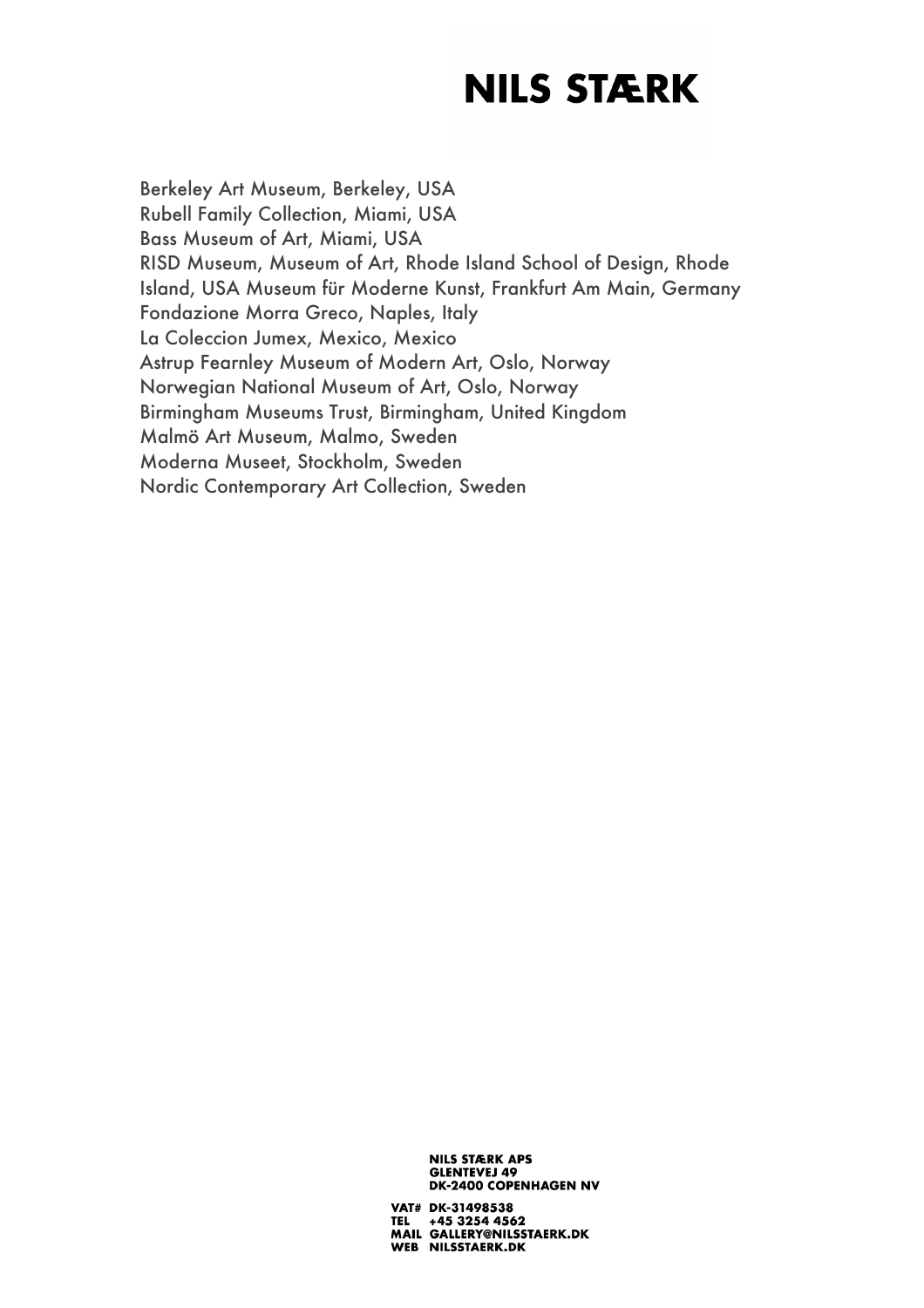Berkeley Art Museum, Berkeley, USA
Rubell Family Collection, Miami, USA
Bass Museum of Art, Miami, USA
RISD Museum, Museum of Art, Rhode Island School of Design, Rhode Island, USA Museum für Moderne Kunst, Frankfurt Am Main, Germany
Fondazione Morra Greco, Naples, Italy
La Coleccion Jumex, Mexico, Mexico
Astrup Fearnley Museum of Modern Art, Oslo, Norway
Norwegian National Museum of Art, Oslo, Norway
Birmingham Museums Trust, Birmingham, United Kingdom
Malmö Art Museum, Malmo, Sweden
Moderna Museet, Stockholm, Sweden
Nordic Contemporary Art Collection, Sweden